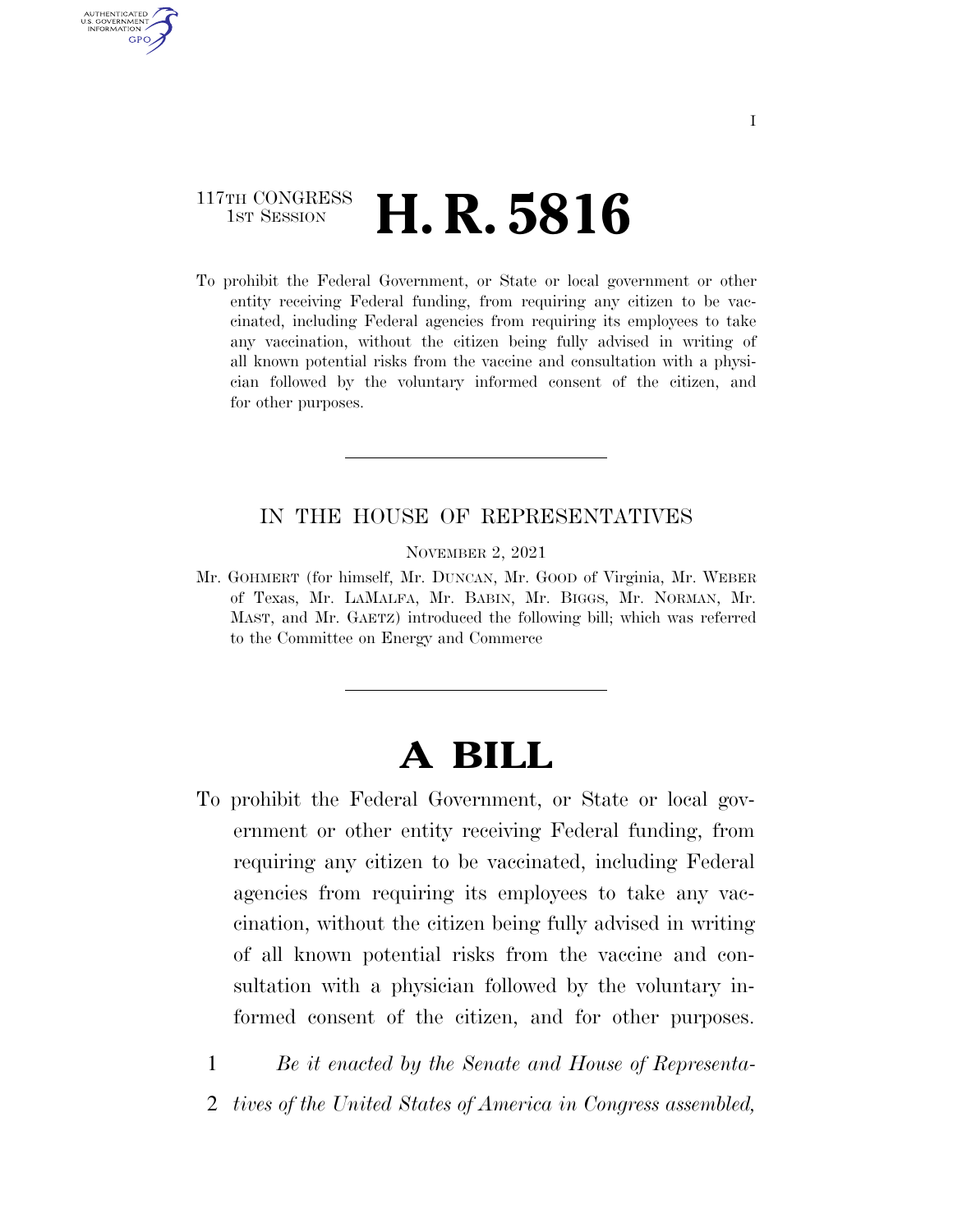117TH CONGRESS
1ST SESSION

# H. R. 5816

To prohibit the Federal Government, or State or local government or other entity receiving Federal funding, from requiring any citizen to be vaccinated, including Federal agencies from requiring its employees to take any vaccination, without the citizen being fully advised in writing of all known potential risks from the vaccine and consultation with a physician followed by the voluntary informed consent of the citizen, and for other purposes.

IN THE HOUSE OF REPRESENTATIVES

NOVEMBER 2, 2021

Mr. GOHMERT (for himself, Mr. DUNCAN, Mr. GOOD of Virginia, Mr. WEBER of Texas, Mr. LAMALFA, Mr. BABIN, Mr. BIGGS, Mr. NORMAN, Mr. MAST, and Mr. GAETZ) introduced the following bill; which was referred to the Committee on Energy and Commerce

# A BILL

To prohibit the Federal Government, or State or local government or other entity receiving Federal funding, from requiring any citizen to be vaccinated, including Federal agencies from requiring its employees to take any vaccination, without the citizen being fully advised in writing of all known potential risks from the vaccine and consultation with a physician followed by the voluntary informed consent of the citizen, and for other purposes.

1 *Be it enacted by the Senate and House of Representa-*
2 *tives of the United States of America in Congress assembled,*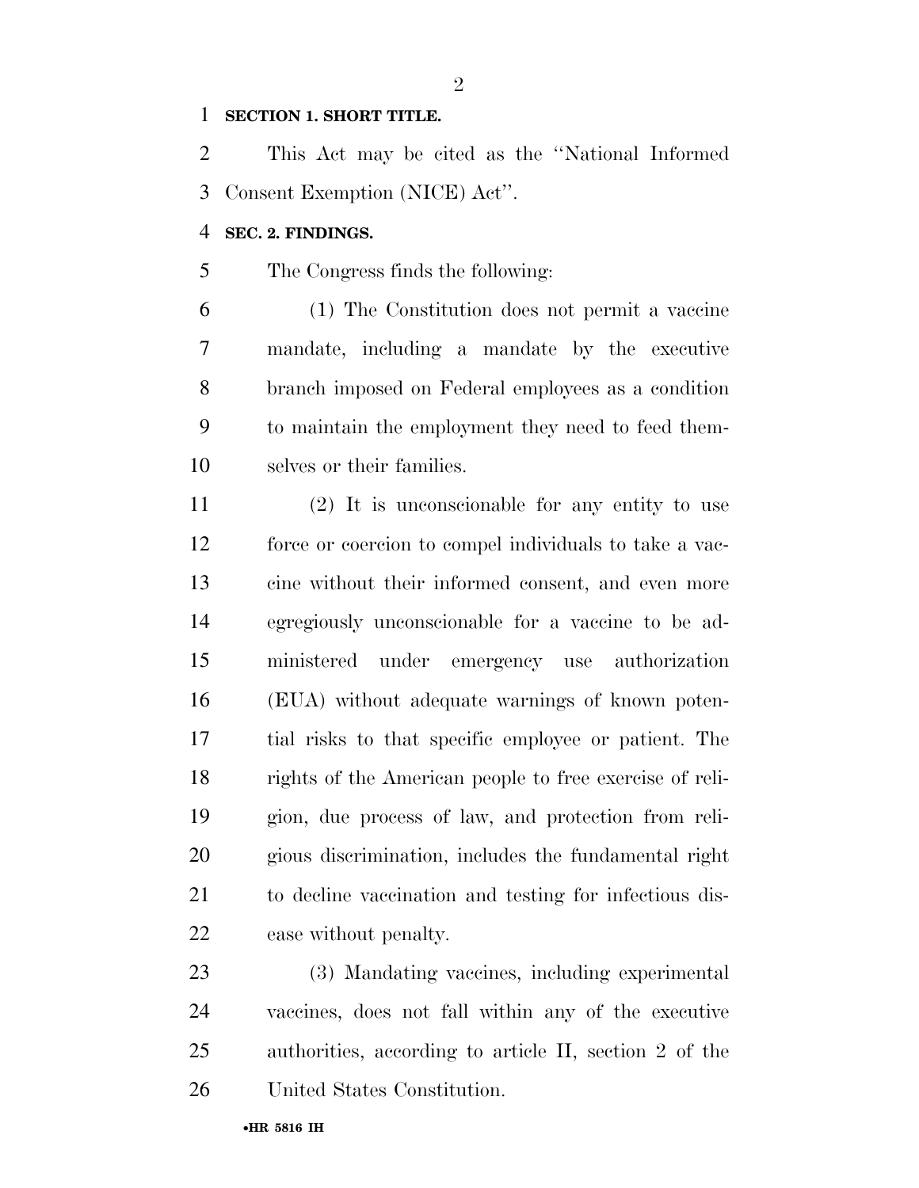**SECTION 1. SHORT TITLE.**

This Act may be cited as the ''National Informed Consent Exemption (NICE) Act''.

**SEC. 2. FINDINGS.**

The Congress finds the following:

(1) The Constitution does not permit a vaccine mandate, including a mandate by the executive branch imposed on Federal employees as a condition to maintain the employment they need to feed themselves or their families.

(2) It is unconscionable for any entity to use force or coercion to compel individuals to take a vaccine without their informed consent, and even more egregiously unconscionable for a vaccine to be administered under emergency use authorization (EUA) without adequate warnings of known potential risks to that specific employee or patient. The rights of the American people to free exercise of religion, due process of law, and protection from religious discrimination, includes the fundamental right to decline vaccination and testing for infectious disease without penalty.

(3) Mandating vaccines, including experimental vaccines, does not fall within any of the executive authorities, according to article II, section 2 of the United States Constitution.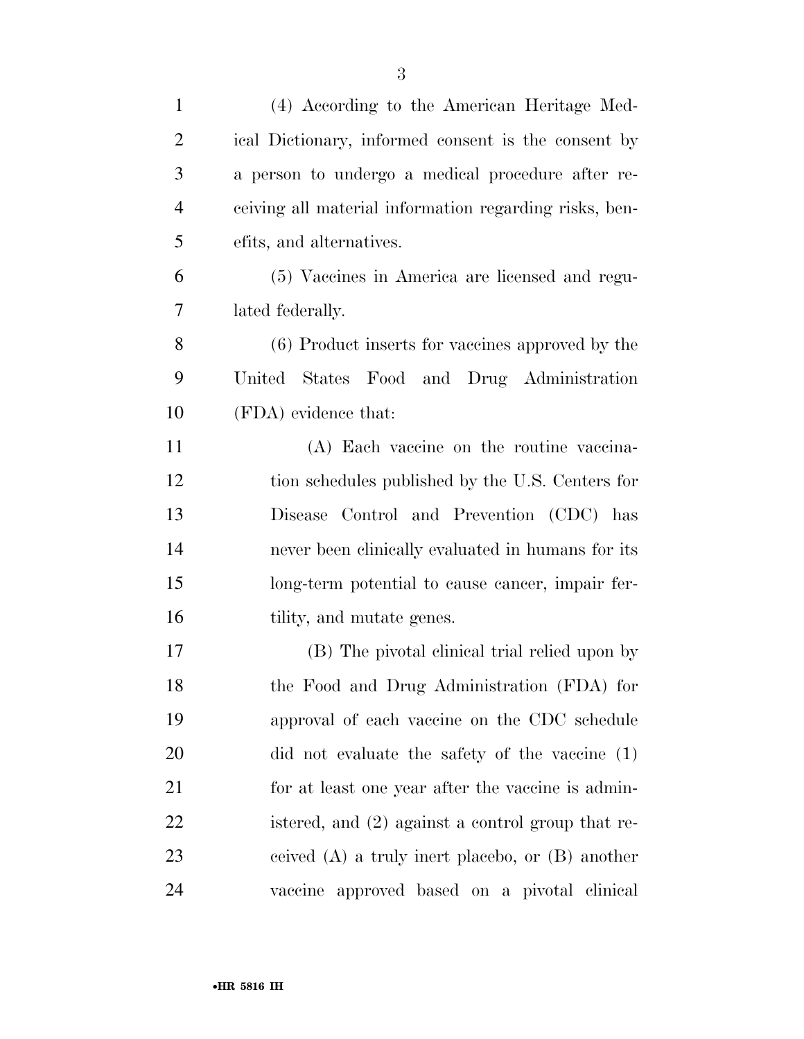(4) According to the American Heritage Medical Dictionary, informed consent is the consent by a person to undergo a medical procedure after receiving all material information regarding risks, benefits, and alternatives.

(5) Vaccines in America are licensed and regulated federally.

(6) Product inserts for vaccines approved by the United States Food and Drug Administration (FDA) evidence that:

(A) Each vaccine on the routine vaccination schedules published by the U.S. Centers for Disease Control and Prevention (CDC) has never been clinically evaluated in humans for its long-term potential to cause cancer, impair fertility, and mutate genes.

(B) The pivotal clinical trial relied upon by the Food and Drug Administration (FDA) for approval of each vaccine on the CDC schedule did not evaluate the safety of the vaccine (1) for at least one year after the vaccine is administered, and (2) against a control group that received (A) a truly inert placebo, or (B) another vaccine approved based on a pivotal clinical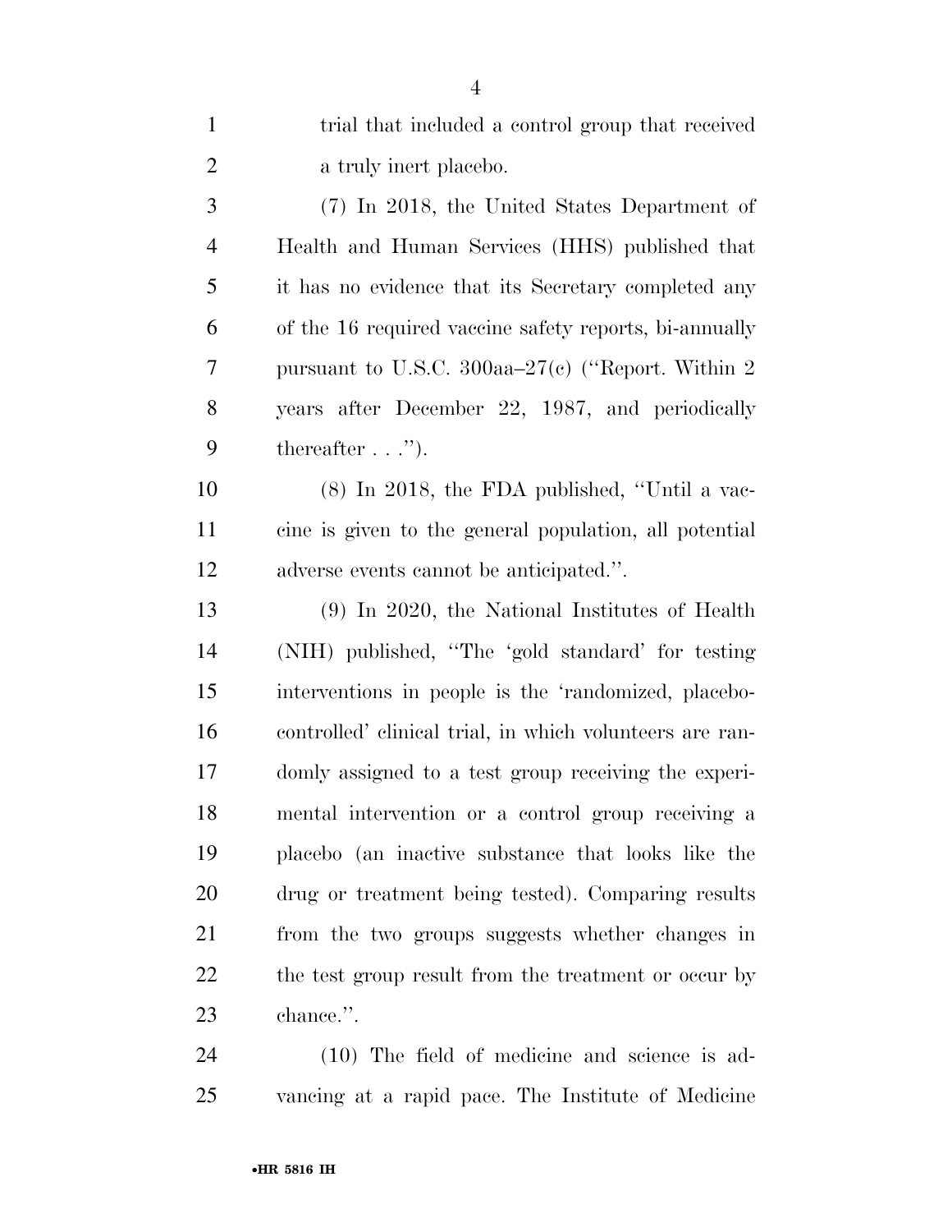trial that included a control group that received a truly inert placebo.

(7) In 2018, the United States Department of Health and Human Services (HHS) published that it has no evidence that its Secretary completed any of the 16 required vaccine safety reports, bi-annually pursuant to U.S.C. 300aa–27(c) (''Report. Within 2 years after December 22, 1987, and periodically thereafter . . .'').

(8) In 2018, the FDA published, ''Until a vaccine is given to the general population, all potential adverse events cannot be anticipated.''.

(9) In 2020, the National Institutes of Health (NIH) published, ''The 'gold standard' for testing interventions in people is the 'randomized, placebo-controlled' clinical trial, in which volunteers are randomly assigned to a test group receiving the experimental intervention or a control group receiving a placebo (an inactive substance that looks like the drug or treatment being tested). Comparing results from the two groups suggests whether changes in the test group result from the treatment or occur by chance.''.

(10) The field of medicine and science is advancing at a rapid pace. The Institute of Medicine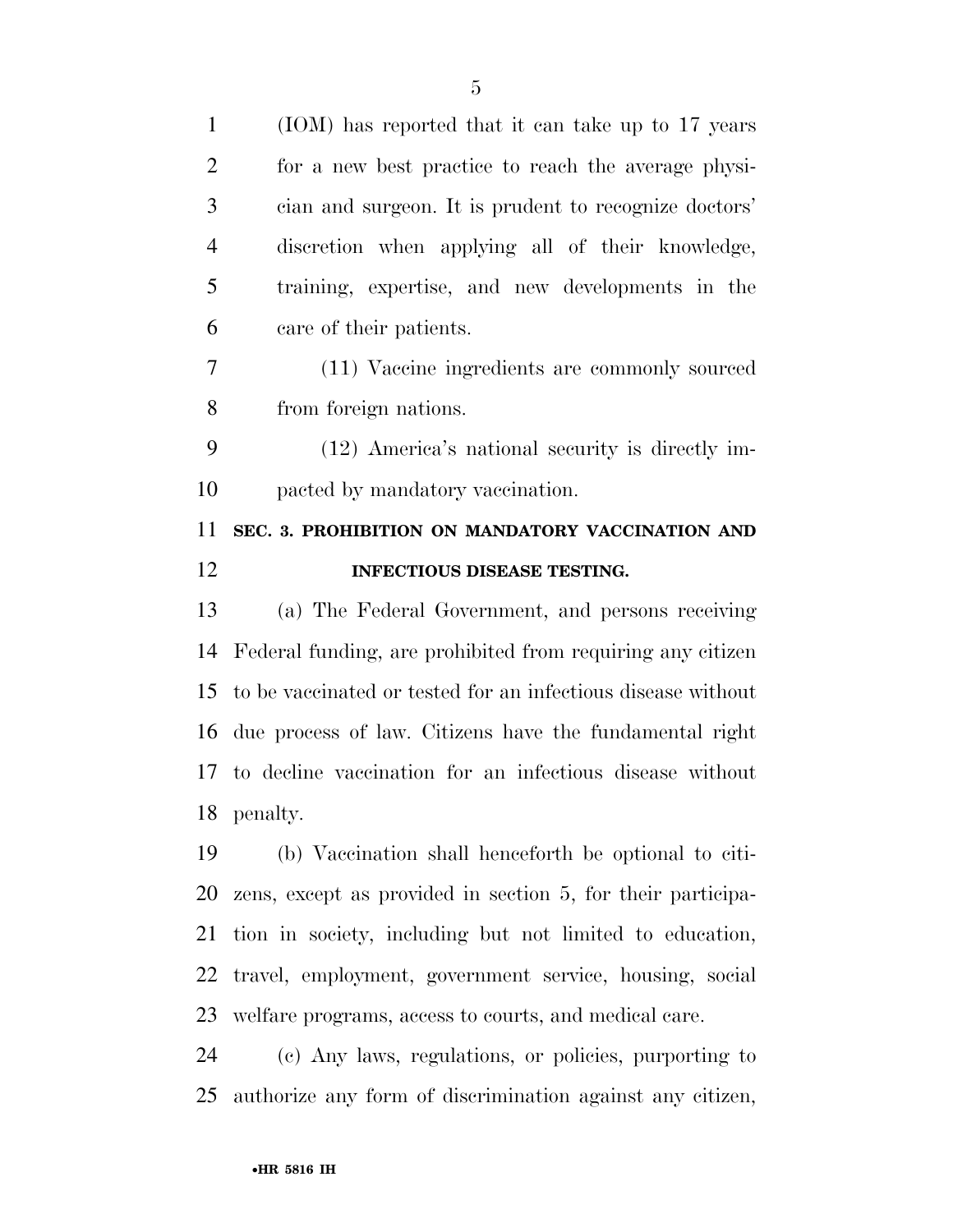(IOM) has reported that it can take up to 17 years for a new best practice to reach the average physician and surgeon. It is prudent to recognize doctors' discretion when applying all of their knowledge, training, expertise, and new developments in the care of their patients.

(11) Vaccine ingredients are commonly sourced from foreign nations.

(12) America's national security is directly impacted by mandatory vaccination.

## SEC. 3. PROHIBITION ON MANDATORY VACCINATION AND INFECTIOUS DISEASE TESTING.

(a) The Federal Government, and persons receiving Federal funding, are prohibited from requiring any citizen to be vaccinated or tested for an infectious disease without due process of law. Citizens have the fundamental right to decline vaccination for an infectious disease without penalty.

(b) Vaccination shall henceforth be optional to citizens, except as provided in section 5, for their participation in society, including but not limited to education, travel, employment, government service, housing, social welfare programs, access to courts, and medical care.

(c) Any laws, regulations, or policies, purporting to authorize any form of discrimination against any citizen,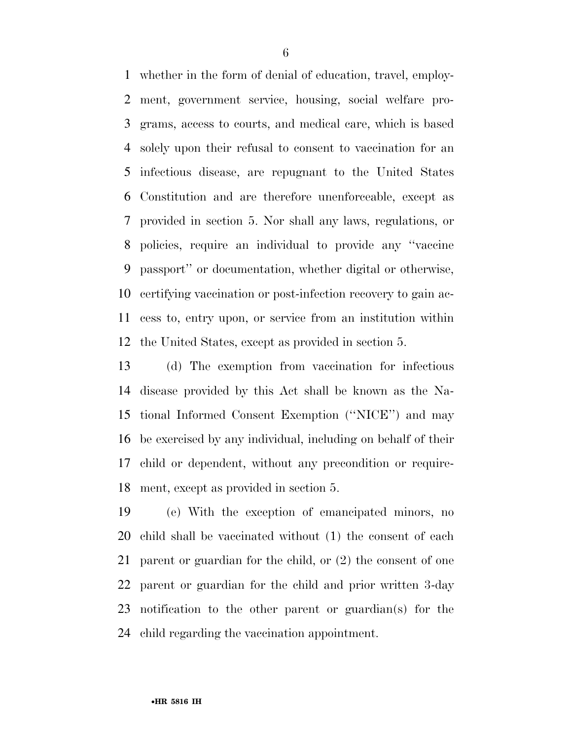whether in the form of denial of education, travel, employment, government service, housing, social welfare programs, access to courts, and medical care, which is based solely upon their refusal to consent to vaccination for an infectious disease, are repugnant to the United States Constitution and are therefore unenforceable, except as provided in section 5. Nor shall any laws, regulations, or policies, require an individual to provide any ''vaccine passport'' or documentation, whether digital or otherwise, certifying vaccination or post-infection recovery to gain access to, entry upon, or service from an institution within the United States, except as provided in section 5.

(d) The exemption from vaccination for infectious disease provided by this Act shall be known as the National Informed Consent Exemption (''NICE'') and may be exercised by any individual, including on behalf of their child or dependent, without any precondition or requirement, except as provided in section 5.

(e) With the exception of emancipated minors, no child shall be vaccinated without (1) the consent of each parent or guardian for the child, or (2) the consent of one parent or guardian for the child and prior written 3-day notification to the other parent or guardian(s) for the child regarding the vaccination appointment.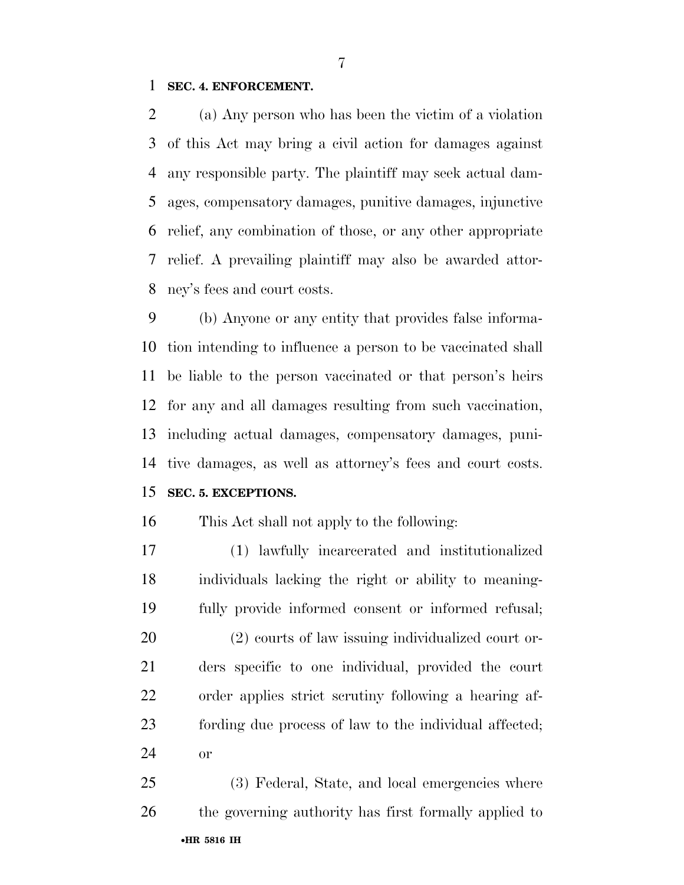### SEC. 4. ENFORCEMENT.

(a) Any person who has been the victim of a violation of this Act may bring a civil action for damages against any responsible party. The plaintiff may seek actual damages, compensatory damages, punitive damages, injunctive relief, any combination of those, or any other appropriate relief. A prevailing plaintiff may also be awarded attorney's fees and court costs.

(b) Anyone or any entity that provides false information intending to influence a person to be vaccinated shall be liable to the person vaccinated or that person's heirs for any and all damages resulting from such vaccination, including actual damages, compensatory damages, punitive damages, as well as attorney's fees and court costs.

### SEC. 5. EXCEPTIONS.

This Act shall not apply to the following:

(1) lawfully incarcerated and institutionalized individuals lacking the right or ability to meaningfully provide informed consent or informed refusal;

(2) courts of law issuing individualized court orders specific to one individual, provided the court order applies strict scrutiny following a hearing affording due process of law to the individual affected; or

(3) Federal, State, and local emergencies where the governing authority has first formally applied to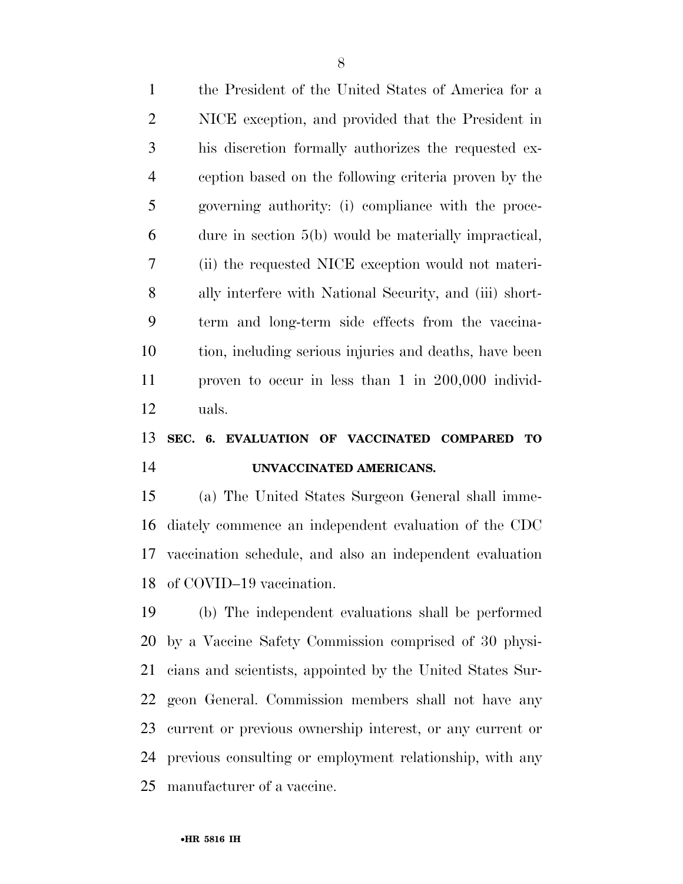the President of the United States of America for a NICE exception, and provided that the President in his discretion formally authorizes the requested exception based on the following criteria proven by the governing authority: (i) compliance with the procedure in section 5(b) would be materially impractical, (ii) the requested NICE exception would not materially interfere with National Security, and (iii) short-term and long-term side effects from the vaccination, including serious injuries and deaths, have been proven to occur in less than 1 in 200,000 individuals.

## SEC. 6. EVALUATION OF VACCINATED COMPARED TO UNVACCINATED AMERICANS.

(a) The United States Surgeon General shall immediately commence an independent evaluation of the CDC vaccination schedule, and also an independent evaluation of COVID–19 vaccination.

(b) The independent evaluations shall be performed by a Vaccine Safety Commission comprised of 30 physicians and scientists, appointed by the United States Surgeon General. Commission members shall not have any current or previous ownership interest, or any current or previous consulting or employment relationship, with any manufacturer of a vaccine.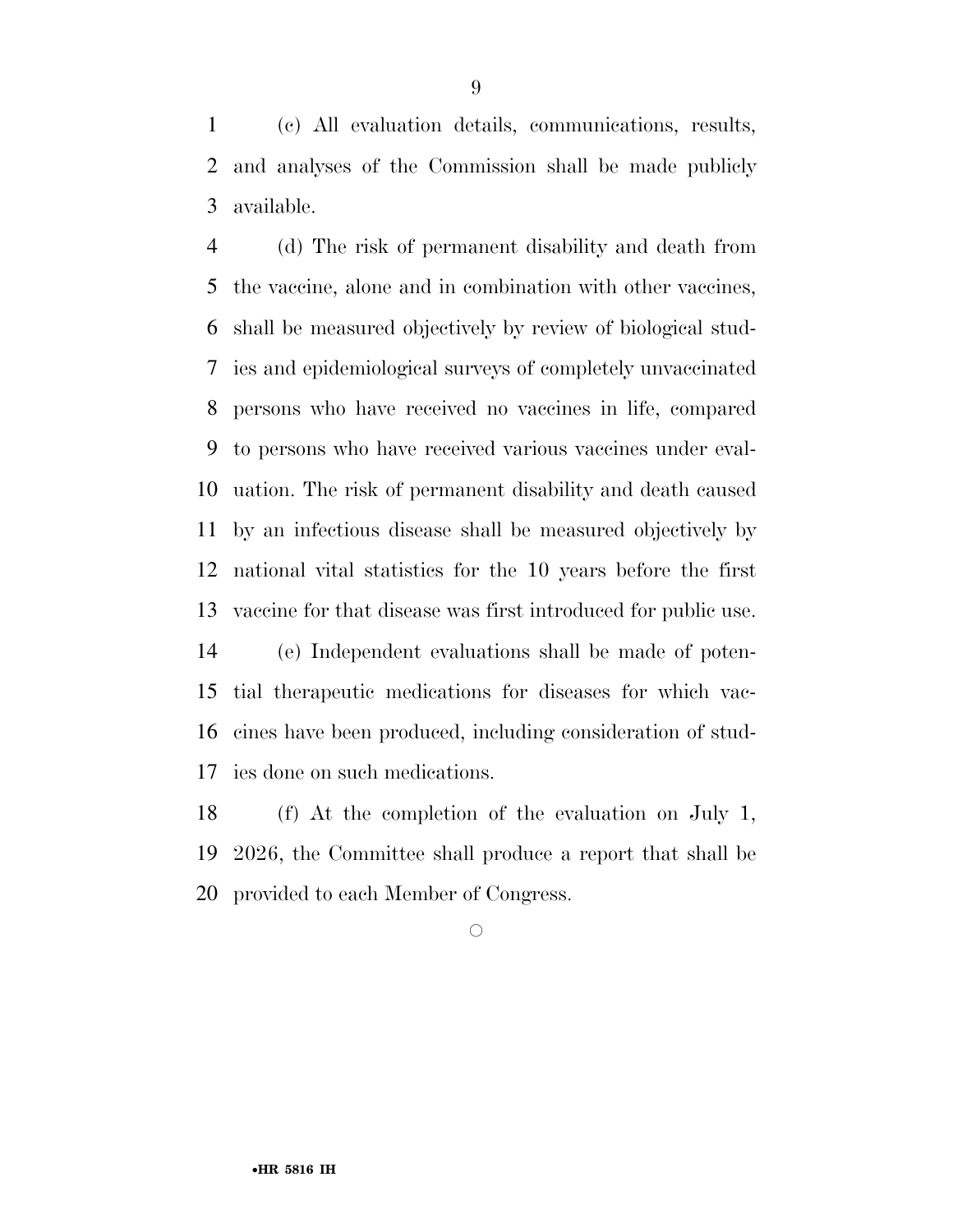(c) All evaluation details, communications, results, and analyses of the Commission shall be made publicly available.

(d) The risk of permanent disability and death from the vaccine, alone and in combination with other vaccines, shall be measured objectively by review of biological studies and epidemiological surveys of completely unvaccinated persons who have received no vaccines in life, compared to persons who have received various vaccines under evaluation. The risk of permanent disability and death caused by an infectious disease shall be measured objectively by national vital statistics for the 10 years before the first vaccine for that disease was first introduced for public use.

(e) Independent evaluations shall be made of potential therapeutic medications for diseases for which vaccines have been produced, including consideration of studies done on such medications.

(f) At the completion of the evaluation on July 1, 2026, the Committee shall produce a report that shall be provided to each Member of Congress.

○